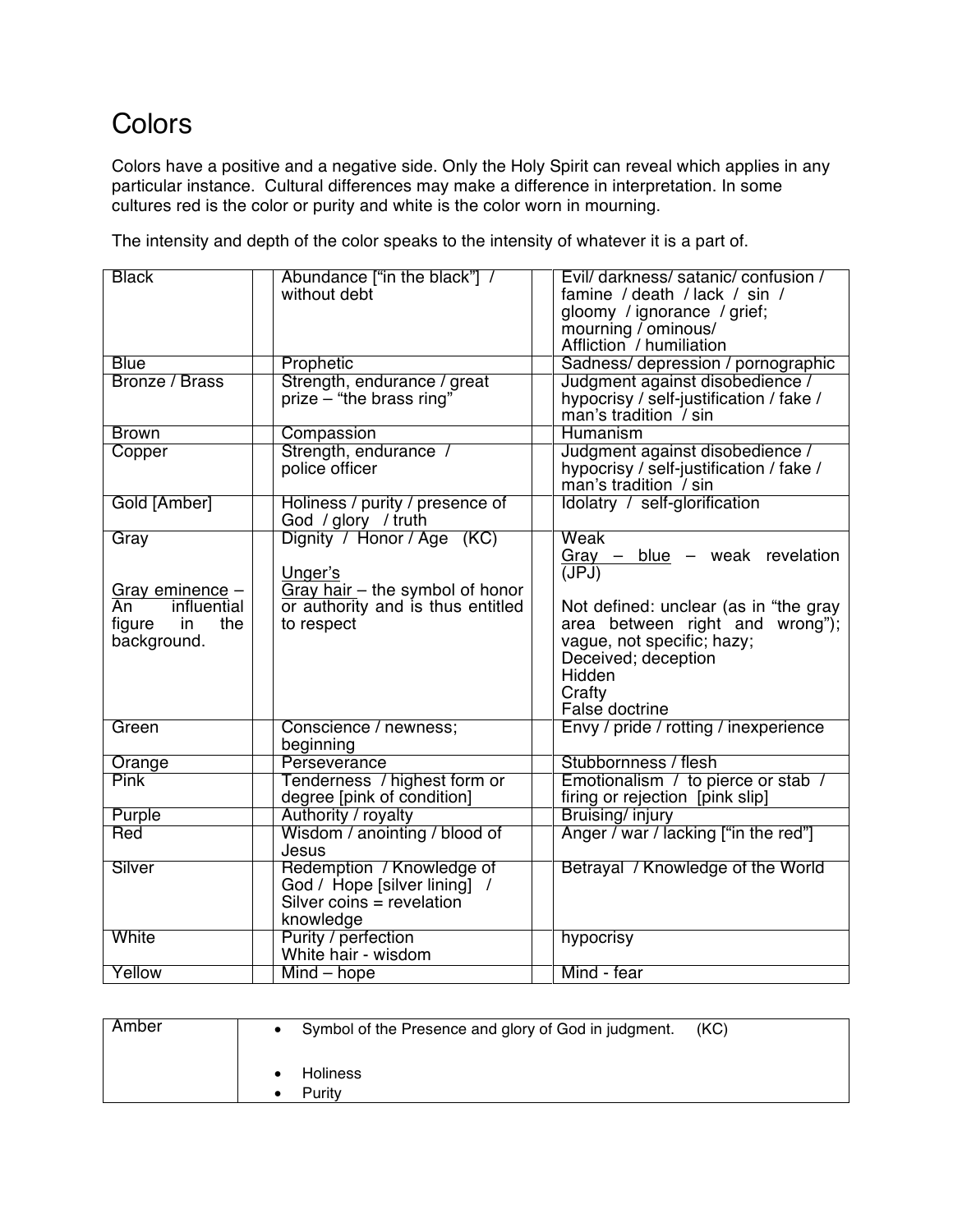# Colors

Colors have a positive and a negative side. Only the Holy Spirit can reveal which applies in any particular instance. Cultural differences may make a difference in interpretation. In some cultures red is the color or purity and white is the color worn in mourning.

The intensity and depth of the color speaks to the intensity of whatever it is a part of.

| Color | Positive | Negative |
|---|---|---|
| Black | Abundance ["in the black"] / without debt | Evil/ darkness/ satanic/ confusion / famine / death / lack / sin / gloomy / ignorance / grief; mourning / ominous/ Affliction / humiliation |
| Blue | Prophetic | Sadness/ depression / pornographic |
| Bronze / Brass | Strength, endurance / great prize – "the brass ring" | Judgment against disobedience / hypocrisy / self-justification / fake / man's tradition / sin |
| Brown | Compassion | Humanism |
| Copper | Strength, endurance / police officer | Judgment against disobedience / hypocrisy / self-justification / fake / man's tradition / sin |
| Gold [Amber] | Holiness / purity / presence of God / glory / truth | Idolatry / self-glorification |
| Gray<br><br>Gray eminence – An influential figure in the background. | Dignity / Honor / Age (KC)<br><br>Unger's<br>Gray hair – the symbol of honor or authority and is thus entitled to respect | Weak<br>Gray – blue – weak revelation (JPJ)<br><br>Not defined: unclear (as in "the gray area between right and wrong"); vague, not specific; hazy;<br>Deceived; deception<br>Hidden<br>Crafty<br>False doctrine |
| Green | Conscience / newness; beginning | Envy / pride / rotting / inexperience |
| Orange | Perseverance | Stubbornness / flesh |
| Pink | Tenderness / highest form or degree [pink of condition] | Emotionalism / to pierce or stab / firing or rejection [pink slip] |
| Purple | Authority / royalty | Bruising/ injury |
| Red | Wisdom / anointing / blood of Jesus | Anger / war / lacking ["in the red"] |
| Silver | Redemption / Knowledge of God / Hope [silver lining] / Silver coins = revelation knowledge | Betrayal / Knowledge of the World |
| White | Purity / perfection<br>White hair - wisdom | hypocrisy |
| Yellow | Mind – hope | Mind - fear |

| Amber | |
|---|---|
| | • Symbol of the Presence and glory of God in judgment. (KC)<br><br>• Holiness<br>• Purity |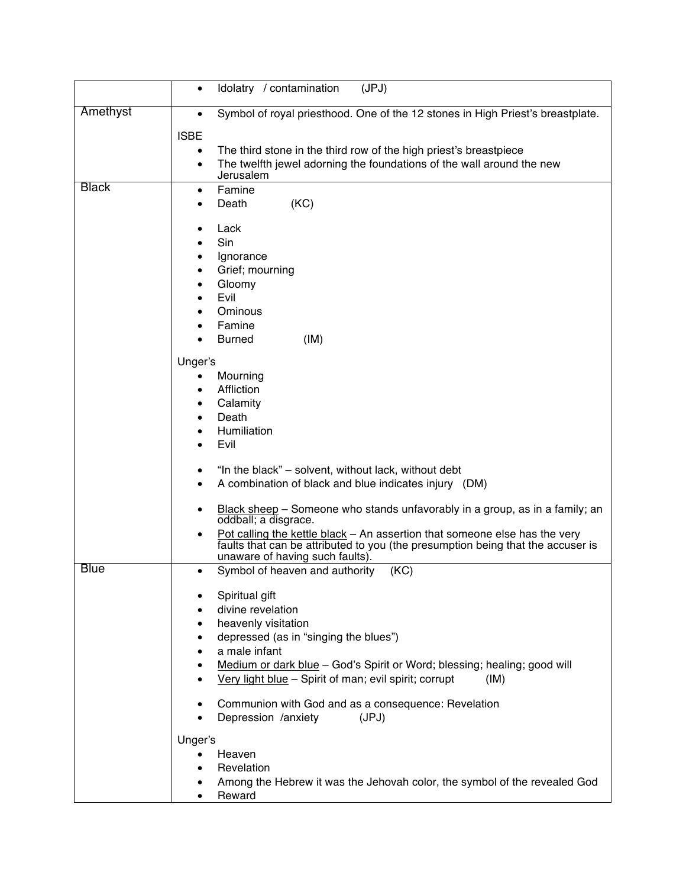| | |
|---|---|
| | • Idolatry / contamination (JPJ) |
| Amethyst | • Symbol of royal priesthood. One of the 12 stones in High Priest's breastplate.<br><br>ISBE<br>• The third stone in the third row of the high priest's breastpiece<br>• The twelfth jewel adorning the foundations of the wall around the new Jerusalem |
| Black | • Famine<br>• Death (KC)<br><br>• Lack<br>• Sin<br>• Ignorance<br>• Grief; mourning<br>• Gloomy<br>• Evil<br>• Ominous<br>• Famine<br>• Burned (IM)<br><br>Unger's<br>• Mourning<br>• Affliction<br>• Calamity<br>• Death<br>• Humiliation<br>• Evil<br><br>• "In the black" – solvent, without lack, without debt<br>• A combination of black and blue indicates injury (DM)<br><br>• <u>Black sheep</u> – Someone who stands unfavorably in a group, as in a family; an oddball; a disgrace.<br>• <u>Pot calling the kettle black</u> – An assertion that someone else has the very faults that can be attributed to you (the presumption being that the accuser is unaware of having such faults). |
| Blue | • Symbol of heaven and authority (KC)<br><br>• Spiritual gift<br>• divine revelation<br>• heavenly visitation<br>• depressed (as in "singing the blues")<br>• a male infant<br>• <u>Medium or dark blue</u> – God's Spirit or Word; blessing; healing; good will<br>• <u>Very light blue</u> – Spirit of man; evil spirit; corrupt (IM)<br><br>• Communion with God and as a consequence: Revelation<br>• Depression /anxiety (JPJ)<br><br>Unger's<br>• Heaven<br>• Revelation<br>• Among the Hebrew it was the Jehovah color, the symbol of the revealed God<br>• Reward |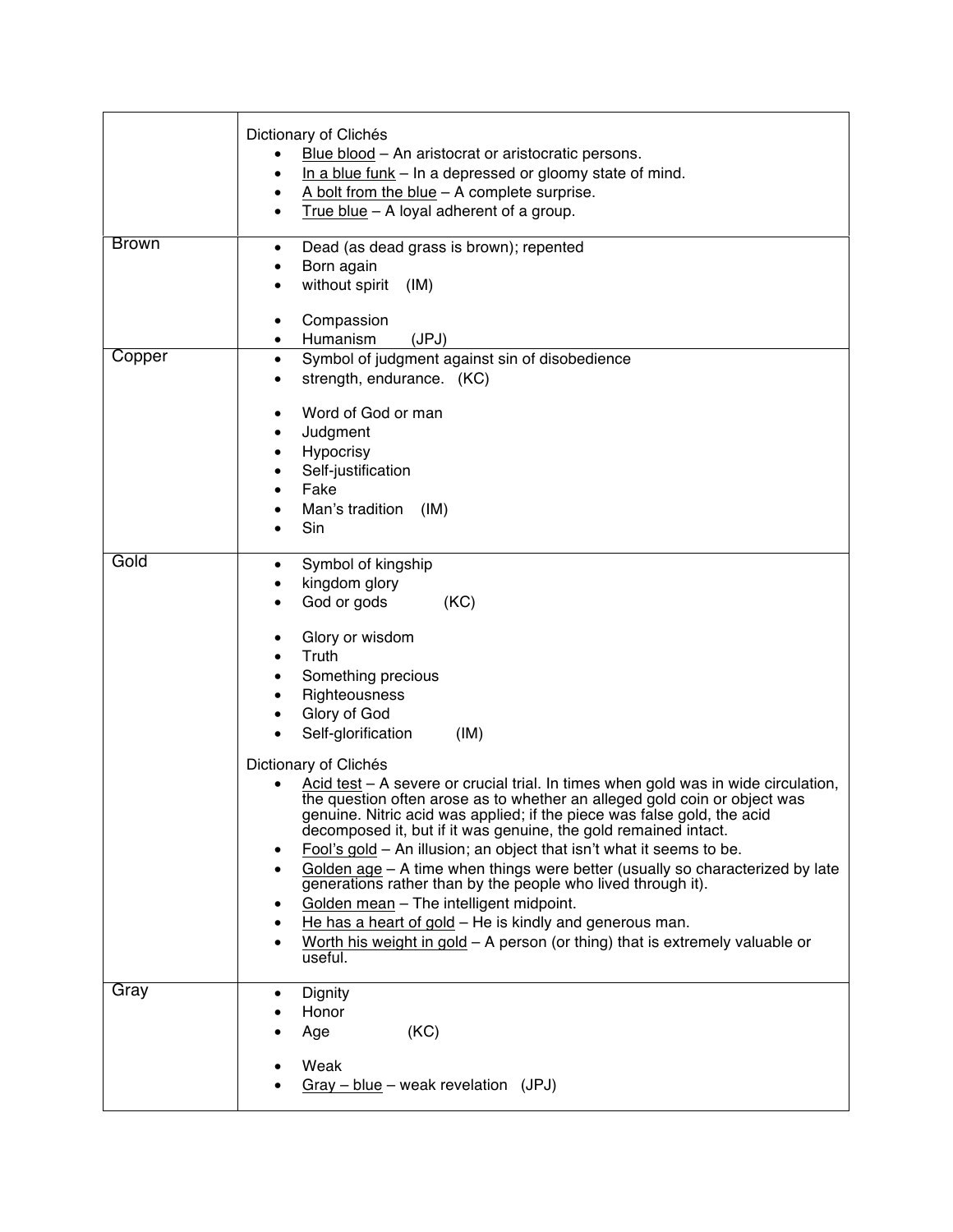| | |
|---|---|
| | Dictionary of Clichés<br>• <u>Blue blood</u> – An aristocrat or aristocratic persons.<br>• <u>In a blue funk</u> – In a depressed or gloomy state of mind.<br>• <u>A bolt from the blue</u> – A complete surprise.<br>• <u>True blue</u> – A loyal adherent of a group. |
| Brown | • Dead (as dead grass is brown); repented<br>• Born again<br>• without spirit (IM)<br><br>• Compassion<br>• Humanism (JPJ) |
| Copper | • Symbol of judgment against sin of disobedience<br>• strength, endurance. (KC)<br><br>• Word of God or man<br>• Judgment<br>• Hypocrisy<br>• Self-justification<br>• Fake<br>• Man's tradition (IM)<br>• Sin |
| Gold | • Symbol of kingship<br>• kingdom glory<br>• God or gods (KC)<br><br>• Glory or wisdom<br>• Truth<br>• Something precious<br>• Righteousness<br>• Glory of God<br>• Self-glorification (IM)<br><br>Dictionary of Clichés<br>• <u>Acid test</u> – A severe or crucial trial. In times when gold was in wide circulation, the question often arose as to whether an alleged gold coin or object was genuine. Nitric acid was applied; if the piece was false gold, the acid decomposed it, but if it was genuine, the gold remained intact.<br>• <u>Fool's gold</u> – An illusion; an object that isn't what it seems to be.<br>• <u>Golden age</u> – A time when things were better (usually so characterized by late generations rather than by the people who lived through it).<br>• <u>Golden mean</u> – The intelligent midpoint.<br>• <u>He has a heart of gold</u> – He is kindly and generous man.<br>• <u>Worth his weight in gold</u> – A person (or thing) that is extremely valuable or useful. |
| Gray | • Dignity<br>• Honor<br>• Age (KC)<br><br>• Weak<br>• <u>Gray – blue</u> – weak revelation (JPJ) |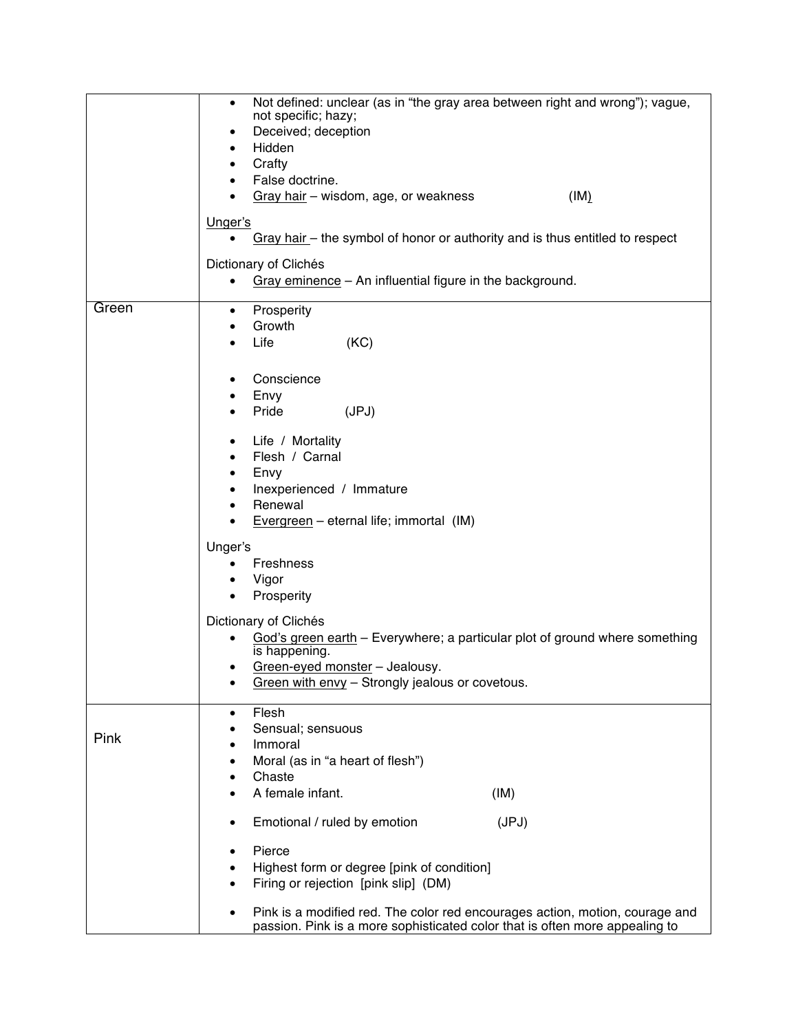| | |
|---|---|
| | • Not defined: unclear (as in "the gray area between right and wrong"); vague, not specific; hazy;<br>• Deceived; deception<br>• Hidden<br>• Crafty<br>• False doctrine.<br>• <u>Gray hair</u> – wisdom, age, or weakness (IM)<br><br><u>Unger's</u><br>• <u>Gray hair</u> – the symbol of honor or authority and is thus entitled to respect<br><br>Dictionary of Clichés<br>• <u>Gray eminence</u> – An influential figure in the background. |
| Green | • Prosperity<br>• Growth<br>• Life (KC)<br><br>• Conscience<br>• Envy<br>• Pride (JPJ)<br><br>• Life / Mortality<br>• Flesh / Carnal<br>• Envy<br>• Inexperienced / Immature<br>• Renewal<br>• <u>Evergreen</u> – eternal life; immortal (IM)<br><br>Unger's<br>• Freshness<br>• Vigor<br>• Prosperity<br><br>Dictionary of Clichés<br>• <u>God's green earth</u> – Everywhere; a particular plot of ground where something is happening.<br>• <u>Green-eyed monster</u> – Jealousy.<br>• <u>Green with envy</u> – Strongly jealous or covetous. |
| Pink | • Flesh<br>• Sensual; sensuous<br>• Immoral<br>• Moral (as in "a heart of flesh")<br>• Chaste<br>• A female infant. (IM)<br><br>• Emotional / ruled by emotion (JPJ)<br><br>• Pierce<br>• Highest form or degree [pink of condition]<br>• Firing or rejection [pink slip] (DM)<br><br>• Pink is a modified red. The color red encourages action, motion, courage and passion. Pink is a more sophisticated color that is often more appealing to |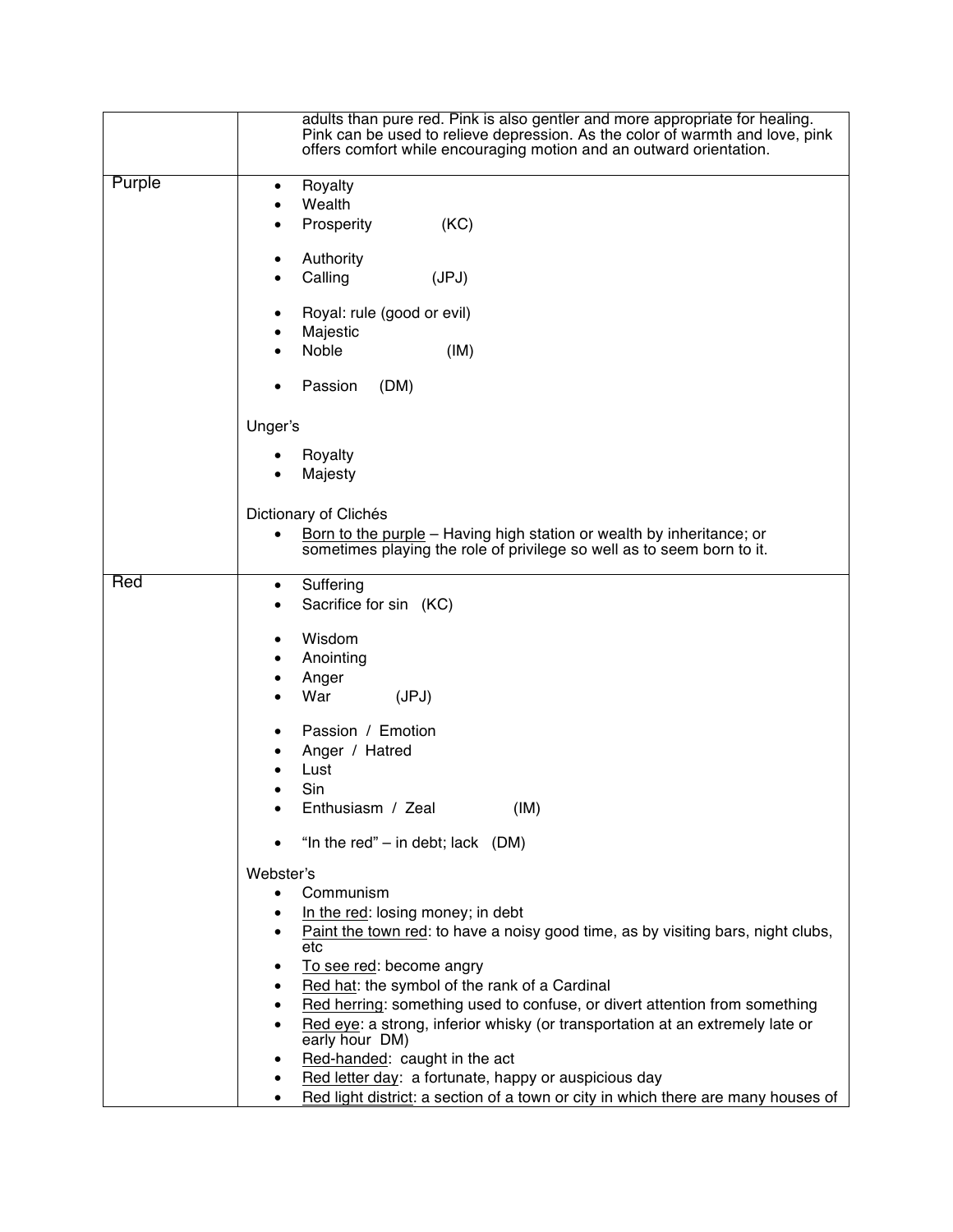| | |
|---|---|
| | adults than pure red. Pink is also gentler and more appropriate for healing. Pink can be used to relieve depression. As the color of warmth and love, pink offers comfort while encouraging motion and an outward orientation. |
| Purple | • Royalty<br>• Wealth<br>• Prosperity (KC)<br><br>• Authority<br>• Calling (JPJ)<br><br>• Royal: rule (good or evil)<br>• Majestic<br>• Noble (IM)<br><br>• Passion (DM)<br><br>Unger's<br>• Royalty<br>• Majesty<br><br>Dictionary of Clichés<br>• <u>Born to the purple</u> – Having high station or wealth by inheritance; or sometimes playing the role of privilege so well as to seem born to it. |
| Red | • Suffering<br>• Sacrifice for sin (KC)<br><br>• Wisdom<br>• Anointing<br>• Anger<br>• War (JPJ)<br><br>• Passion / Emotion<br>• Anger / Hatred<br>• Lust<br>• Sin<br>• Enthusiasm / Zeal (IM)<br><br>• "In the red" – in debt; lack (DM)<br><br>Webster's<br>• Communism<br>• <u>In the red</u>: losing money; in debt<br>• <u>Paint the town red</u>: to have a noisy good time, as by visiting bars, night clubs, etc<br>• <u>To see red</u>: become angry<br>• <u>Red hat</u>: the symbol of the rank of a Cardinal<br>• <u>Red herring</u>: something used to confuse, or divert attention from something<br>• <u>Red eye</u>: a strong, inferior whisky (or transportation at an extremely late or early hour DM)<br>• <u>Red-handed</u>: caught in the act<br>• <u>Red letter day</u>: a fortunate, happy or auspicious day<br>• <u>Red light district</u>: a section of a town or city in which there are many houses of |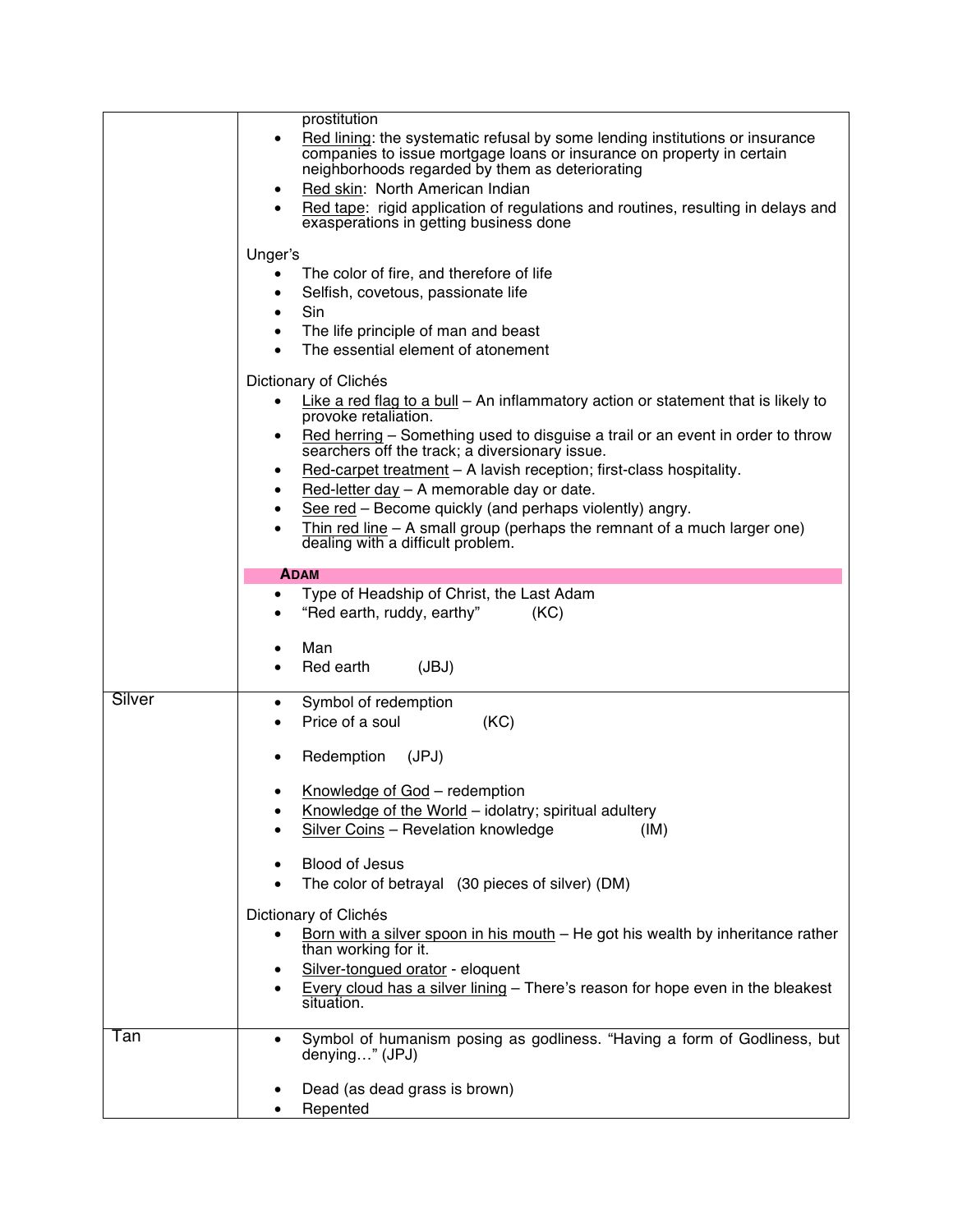| | |
|---|---|
| | prostitution<br>• Red lining: the systematic refusal by some lending institutions or insurance companies to issue mortgage loans or insurance on property in certain neighborhoods regarded by them as deteriorating<br>• Red skin: North American Indian<br>• Red tape: rigid application of regulations and routines, resulting in delays and exasperations in getting business done<br><br>Unger's<br>• The color of fire, and therefore of life<br>• Selfish, covetous, passionate life<br>• Sin<br>• The life principle of man and beast<br>• The essential element of atonement<br><br>Dictionary of Clichés<br>• Like a red flag to a bull – An inflammatory action or statement that is likely to provoke retaliation.<br>• Red herring – Something used to disguise a trail or an event in order to throw searchers off the track; a diversionary issue.<br>• Red-carpet treatment – A lavish reception; first-class hospitality.<br>• Red-letter day – A memorable day or date.<br>• See red – Become quickly (and perhaps violently) angry.<br>• Thin red line – A small group (perhaps the remnant of a much larger one) dealing with a difficult problem.<br><br>**ADAM**<br>• Type of Headship of Christ, the Last Adam<br>• "Red earth, ruddy, earthy" (KC)<br><br>• Man<br>• Red earth (JBJ) |
| Silver | • Symbol of redemption<br>• Price of a soul (KC)<br><br>• Redemption (JPJ)<br><br>• Knowledge of God – redemption<br>• Knowledge of the World – idolatry; spiritual adultery<br>• Silver Coins – Revelation knowledge (IM)<br><br>• Blood of Jesus<br>• The color of betrayal (30 pieces of silver) (DM)<br><br>Dictionary of Clichés<br>• Born with a silver spoon in his mouth – He got his wealth by inheritance rather than working for it.<br>• Silver-tongued orator - eloquent<br>• Every cloud has a silver lining – There's reason for hope even in the bleakest situation. |
| Tan | • Symbol of humanism posing as godliness. "Having a form of Godliness, but denying…" (JPJ)<br><br>• Dead (as dead grass is brown)<br>• Repented |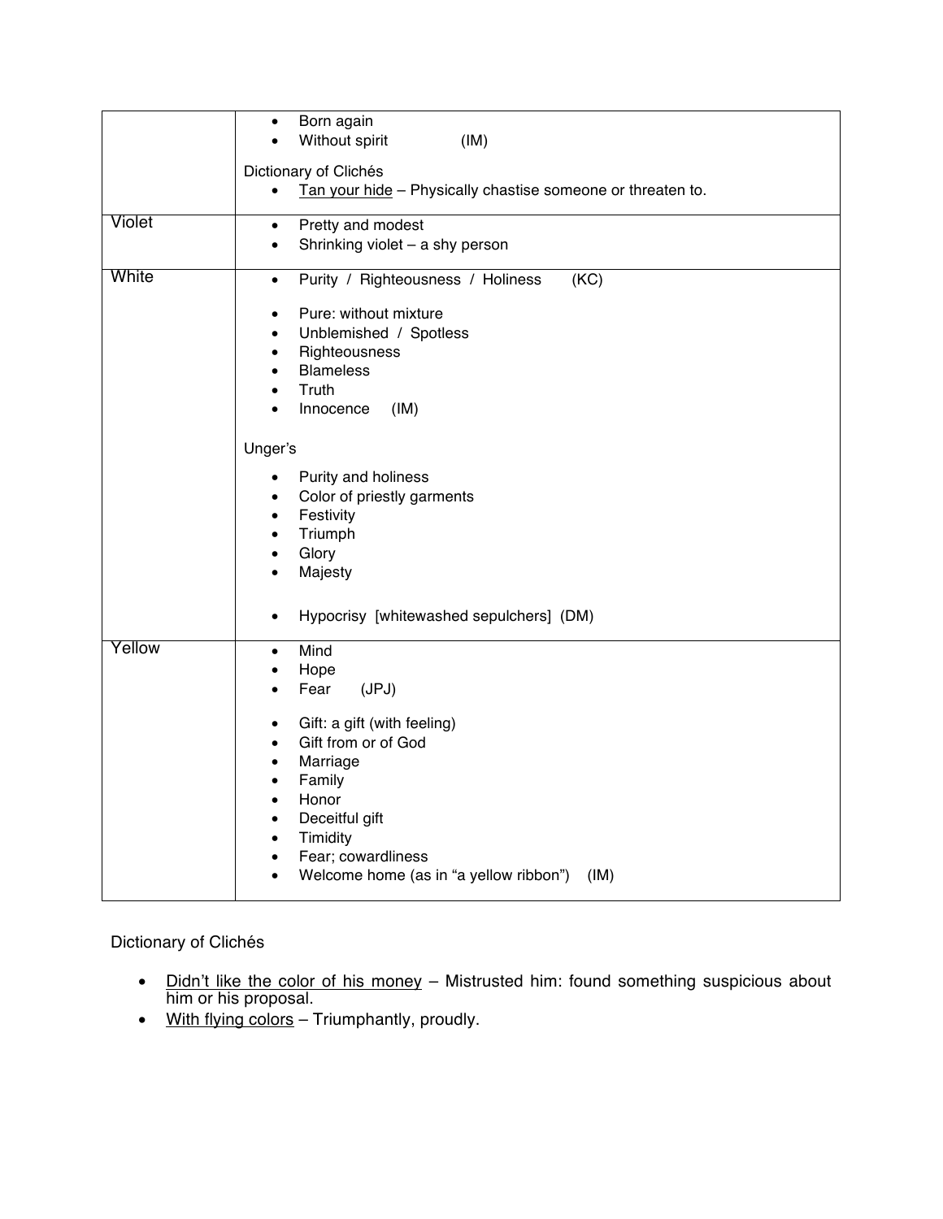| | |
|---|---|
| | • Born again<br>• Without spirit (IM)<br><br>Dictionary of Clichés<br>• <u>Tan your hide</u> – Physically chastise someone or threaten to. |
| Violet | • Pretty and modest<br>• Shrinking violet – a shy person |
| White | • Purity / Righteousness / Holiness (KC)<br><br>• Pure: without mixture<br>• Unblemished / Spotless<br>• Righteousness<br>• Blameless<br>• Truth<br>• Innocence (IM)<br><br>Unger's<br><br>• Purity and holiness<br>• Color of priestly garments<br>• Festivity<br>• Triumph<br>• Glory<br>• Majesty<br><br>• Hypocrisy [whitewashed sepulchers] (DM) |
| Yellow | • Mind<br>• Hope<br>• Fear (JPJ)<br><br>• Gift: a gift (with feeling)<br>• Gift from or of God<br>• Marriage<br>• Family<br>• Honor<br>• Deceitful gift<br>• Timidity<br>• Fear; cowardliness<br>• Welcome home (as in "a yellow ribbon") (IM) |

Dictionary of Clichés

- <u>Didn't like the color of his money</u> – Mistrusted him: found something suspicious about him or his proposal.
- <u>With flying colors</u> – Triumphantly, proudly.